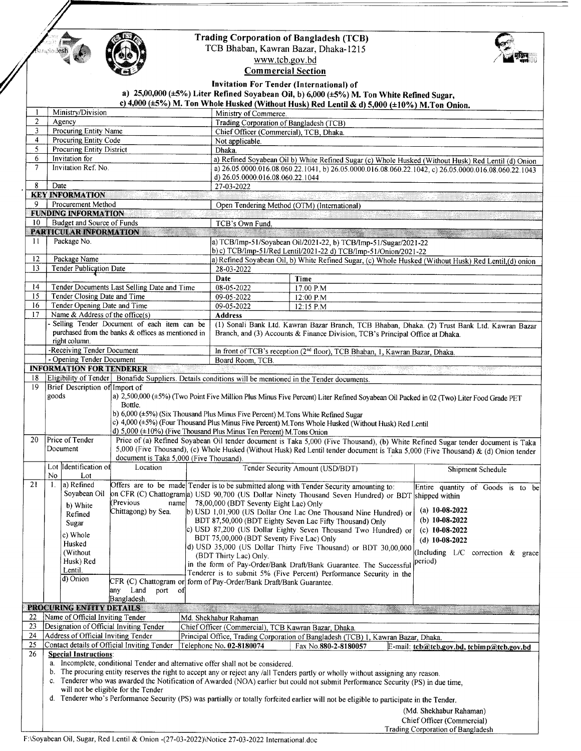# Trading Corporation of Bangladesh (TCB)

TCB Bhaban, Kawran Bazar, Dhaka-1215

www.tcb.gov.bd

**Commercial Section**

**Invitation For Tender (International) of**

**a) 25,00,000 (±5%) Liter Refined Soyabean Oil, b) 6,000 (±5%) M. Ton White Refined Sugar, c) 4,000 (±5%) M. Ton Whole Husked (Without Husk) Red Lentil & d) 5,000 (±10%) M.Ton Onion.**

| | | | |
|---|---|---|---|
| 1 | Ministry/Division | Ministry of Commerce. | |
| 2 | Agency | Trading Corporation of Bangladesh (TCB) | |
| 3 | Procuring Entity Name | Chief Officer (Commercial), TCB, Dhaka. | |
| 4 | Procuring Entity Code | Not applicable. | |
| 5 | Procuring Entity District | Dhaka. | |
| 6 | Invitation for | a) Refined Soyabean Oil b) White Refined Sugar (c) Whole Husked (Without Husk) Red Lentil (d) Onion | |
| 7 | Invitation Ref. No. | a) 26.05.0000.016.08.060.22.1041, b) 26.05.0000.016.08.060.22.1042, c) 26.05.0000.016.08.060.22.1043 d) 26.05.0000.016.08.060.22.1044 | |
| 8 | Date | 27-03-2022 | |
| **KEY INFORMATION** | | | |
| 9 | Procurement Method | Open Tendering Method (OTM) (International) | |
| **FUNDING INFORMATION** | | | |
| 10 | Budget and Source of Funds | TCB's Own Fund. | |
| **PARTICULAR INFORMATION** | | | |
| 11 | Package No. | a) TCB/Imp-51/Soyabean Oil/2021-22, b) TCB/Imp-51/Sugar/2021-22 b) c) TCB/Imp-51/Red Lentil/2021-22 d) TCB/Imp-51/Onion/2021-22 | |
| 12 | Package Name | a) Refined Soyabean Oil, b) White Refined Sugar, (c) Whole Husked (Without Husk) Red Lentil,(d) onion | |
| 13 | Tender Publication Date | 28-03-2022 | |
| | | **Date** | **Time** |
| 14 | Tender Documents Last Selling Date and Time | 08-05-2022 | 17.00 P.M |
| 15 | Tender Closing Date and Time | 09-05-2022 | 12:00 P.M |
| 16 | Tender Opening Date and Time | 09-05-2022 | 12:15 P.M |
| 17 | Name & Address of the office(s) | **Address** | |
| | - Selling Tender Document of each item can be purchased from the banks & offices as mentioned in right column. | (1) Sonali Bank Ltd. Kawran Bazar Branch, TCB Bhaban, Dhaka. (2) Trust Bank Ltd. Kawran Bazar Branch, and (3) Accounts & Finance Division, TCB's Principal Office at Dhaka. | |
| | -Receiving Tender Document | In front of TCB's reception (2nd floor), TCB Bhaban, 1, Kawran Bazar, Dhaka. | |
| | - Opening Tender Document | Board Room, TCB. | |

**INFORMATION FOR TENDERER**

| | | |
|---|---|---|
| 18 | Eligibility of Tender | Bonafide Suppliers. Details conditions will be mentioned in the Tender documents. |
| 19 | Brief Description of goods | Import of<br>a) 2,500,000 (±5%) (Two Point Five Million Plus Minus Five Percent) Liter Refined Soyabean Oil Packed in 02 (Two) Liter Food Grade PET Bottle.<br>b) 6,000 (±5%) (Six Thousand Plus Minus Five Percent) M.Tons White Refined Sugar<br>c) 4,000 (±5%) (Four Thousand Plus Minus Five Percent) M.Tons Whole Husked (Without Husk) Red Lentil<br>d) 5,000 (±10%) (Five Thousand Plus Minus Ten Percent) M.Tons Onion |
| 20 | Price of Tender Document | Price of (a) Refined Soyabean Oil tender document is Taka 5,000 (Five Thousand), (b) White Refined Sugar tender document is Taka 5,000 (Five Thousand), (c) Whole Husked (Without Husk) Red Lentil tender document is Taka 5,000 (Five Thousand) & (d) Onion tender document is Taka 5,000 (Five Thousand). |

| | Lot No | Identification of Lot | Location | Tender Security Amount (USD/BDT) | Shipment Schedule |
|---|---|---|---|---|---|
| 21 | 1. | a) Refined Soyabean Oil<br>b) White Refined Sugar<br>c) Whole Husked (Without Husk) Red Lentil. | Offers are to be made on CFR (C) Chattogram (Previous name Chittagong) by Sea. | Tender is to be submitted along with Tender Security amounting to:<br>a) USD 90,700 (US Dollar Ninety Thousand Seven Hundred) or BDT 78,00,000 (BDT Seventy Eight Lac) Only<br>b) USD 1,01,900 (US Dollar One Lac One Thousand Nine Hundred) or BDT 87,50,000 (BDT Eighty Seven Lac Fifty Thousand) Only<br>c) USD 87,200 (US Dollar Eighty Seven Thousand Two Hundred) or BDT 75,00,000 (BDT Seventy Five Lac) Only<br>d) USD 35,000 (US Dollar Thirty Five Thousand) or BDT 30,00,000 (BDT Thirty Lac) Only.<br>in the form of Pay-Order/Bank Draft/Bank Guarantee. The Successful Tenderer is to submit 5% (Five Percent) Performance Security in the form of Pay-Order/Bank Draft/Bank Guarantee. | Entire quantity of Goods is to be shipped within<br>(a) **10-08-2022**<br>(b) **10-08-2022**<br>(c) **10-08-2022**<br>(d) **10-08-2022**<br>(Including L/C correction & grace period) |
| | | d) Onion | CFR (C) Chattogram or any Land port of Bangladesh. | | |

**PROCURING ENTITY DETAILS**

| | | | | |
|---|---|---|---|---|
| 22 | Name of Official Inviting Tender | Md. Shekhabur Rahaman | | |
| 23 | Designation of Official Inviting Tender | Chief Officer (Commercial), TCB Kawran Bazar, Dhaka. | | |
| 24 | Address of Official Inviting Tender | Principal Office, Trading Corporation of Bangladesh (TCB) 1, Kawran Bazar, Dhaka. | | |
| 25 | Contact details of Official Inviting Tender | Telephone No. **02-8180074** | Fax No.880-2-8180057 | E-mail: **tcb@tcb.gov.bd, tcbimp@tcb.gov.bd** |

26 **Special Instructions**:

a. Incomplete, conditional Tender and alternative offer shall not be considered.
b. The procuring entity reserves the right to accept any or reject any /all Tenders partly or wholly without assigning any reason.
c. Tenderer who was awarded the Notification of Awarded (NOA) earlier but could not submit Performance Security (PS) in due time, will not be eligible for the Tender
d. Tenderer who's Performance Security (PS) was partially or totally forfeited earlier will not be eligible to participate in the Tender.

(Md. Shekhabur Rahaman)
Chief Officer (Commercial)
Trading Corporation of Bangladesh

F:\Soyabean Oil, Sugar, Red Lentil & Onion -(27-03-2022)\Notice 27-03-2022 International.doc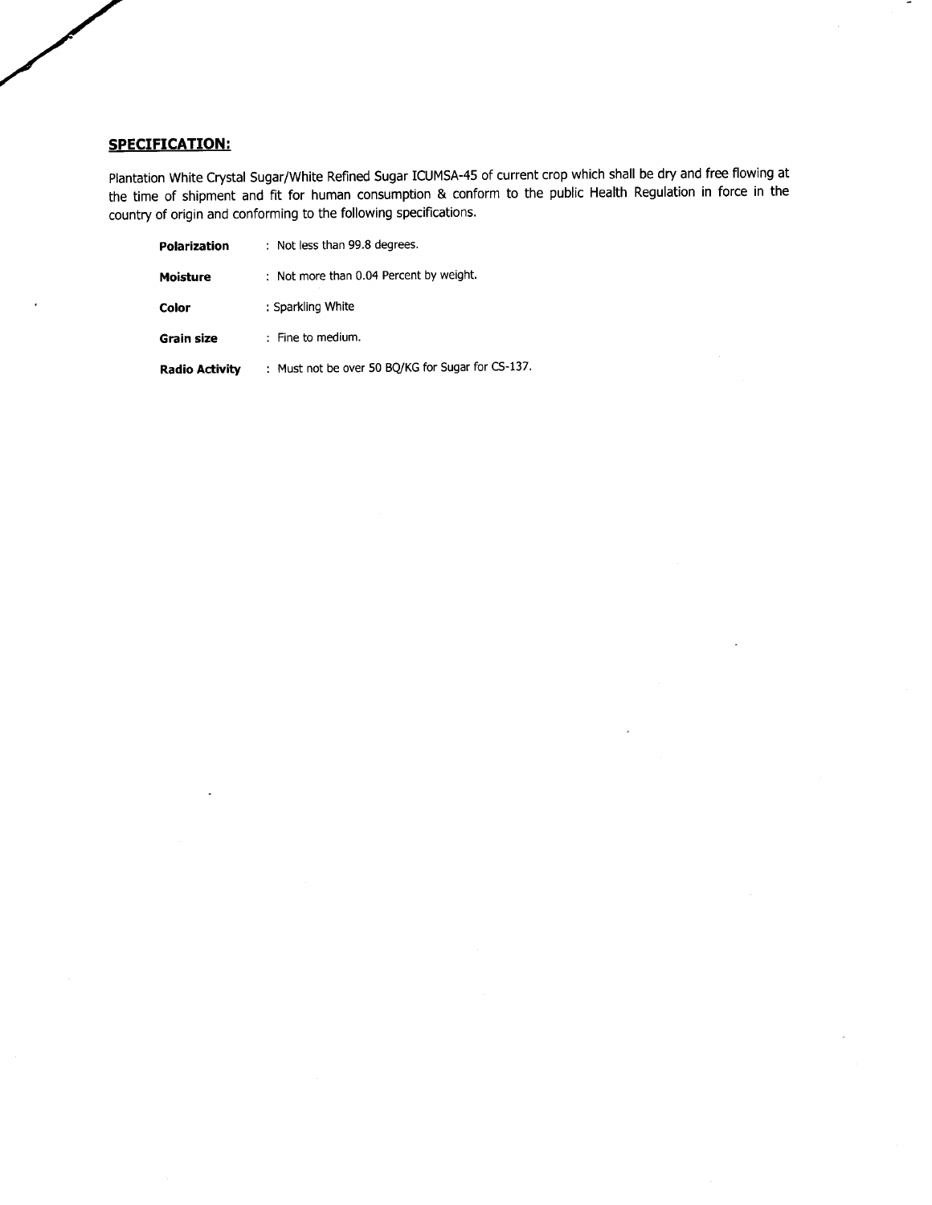## SPECIFICATION:

Plantation White Crystal Sugar/White Refined Sugar ICUMSA-45 of current crop which shall be dry and free flowing at the time of shipment and fit for human consumption & conform to the public Health Regulation in force in the country of origin and conforming to the following specifications.

| | |
|---|---|
| **Polarization** | : Not less than 99.8 degrees. |
| **Moisture** | : Not more than 0.04 Percent by weight. |
| **Color** | : Sparkling White |
| **Grain size** | : Fine to medium. |
| **Radio Activity** | : Must not be over 50 BQ/KG for Sugar for CS-137. |